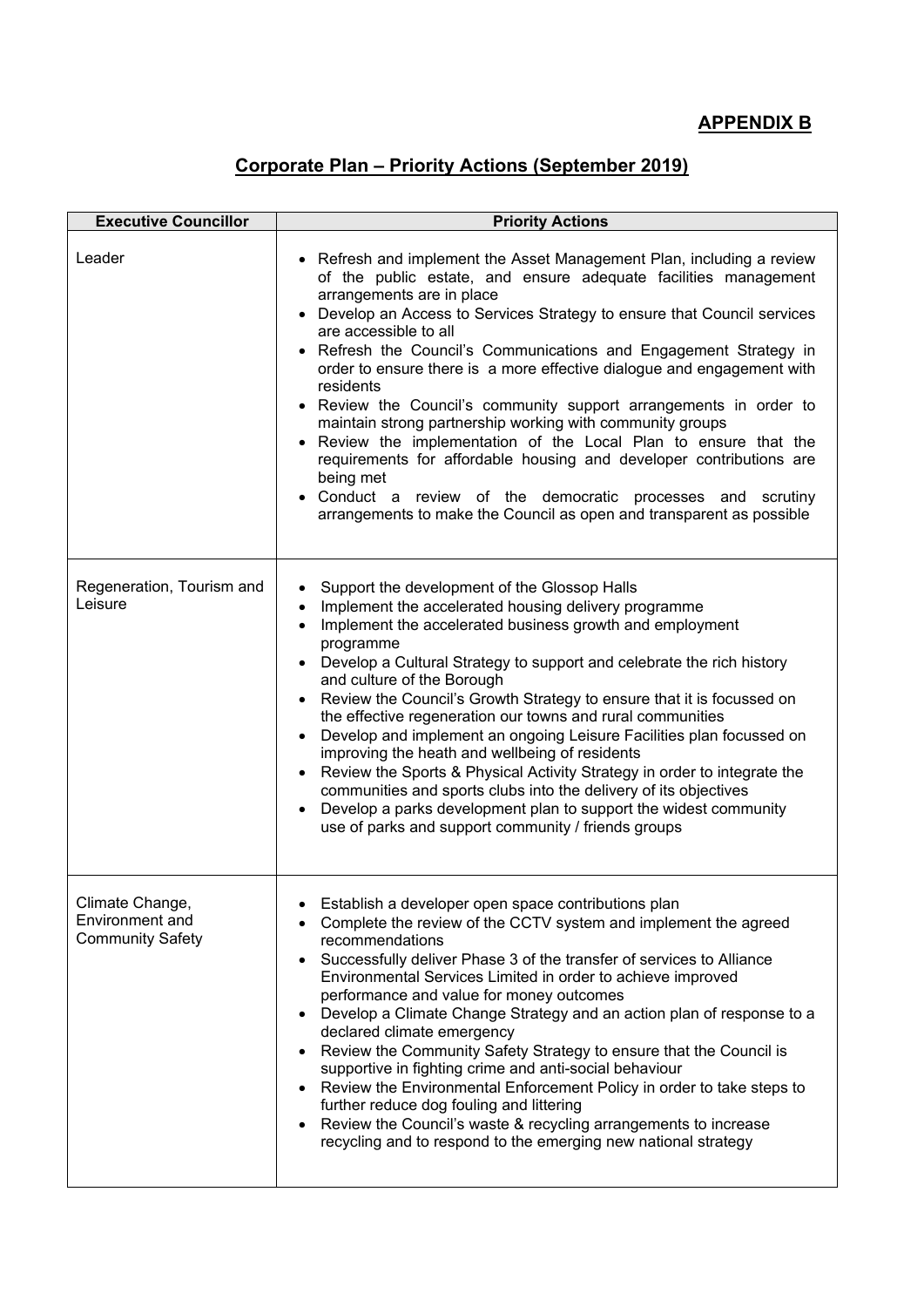**APPENDIX B**

## Corporate Plan – Priority Actions (September 2019)

| Executive Councillor | Priority Actions |
| --- | --- |
| Leader | • Refresh and implement the Asset Management Plan, including a review of the public estate, and ensure adequate facilities management arrangements are in place<br>• Develop an Access to Services Strategy to ensure that Council services are accessible to all<br>• Refresh the Council's Communications and Engagement Strategy in order to ensure there is a more effective dialogue and engagement with residents<br>• Review the Council's community support arrangements in order to maintain strong partnership working with community groups<br>• Review the implementation of the Local Plan to ensure that the requirements for affordable housing and developer contributions are being met<br>• Conduct a review of the democratic processes and scrutiny arrangements to make the Council as open and transparent as possible |
| Regeneration, Tourism and Leisure | • Support the development of the Glossop Halls<br>• Implement the accelerated housing delivery programme<br>• Implement the accelerated business growth and employment programme<br>• Develop a Cultural Strategy to support and celebrate the rich history and culture of the Borough<br>• Review the Council's Growth Strategy to ensure that it is focussed on the effective regeneration our towns and rural communities<br>• Develop and implement an ongoing Leisure Facilities plan focussed on improving the heath and wellbeing of residents<br>• Review the Sports & Physical Activity Strategy in order to integrate the communities and sports clubs into the delivery of its objectives<br>• Develop a parks development plan to support the widest community use of parks and support community / friends groups |
| Climate Change, Environment and Community Safety | • Establish a developer open space contributions plan<br>• Complete the review of the CCTV system and implement the agreed recommendations<br>• Successfully deliver Phase 3 of the transfer of services to Alliance Environmental Services Limited in order to achieve improved performance and value for money outcomes<br>• Develop a Climate Change Strategy and an action plan of response to a declared climate emergency<br>• Review the Community Safety Strategy to ensure that the Council is supportive in fighting crime and anti-social behaviour<br>• Review the Environmental Enforcement Policy in order to take steps to further reduce dog fouling and littering<br>• Review the Council's waste & recycling arrangements to increase recycling and to respond to the emerging new national strategy |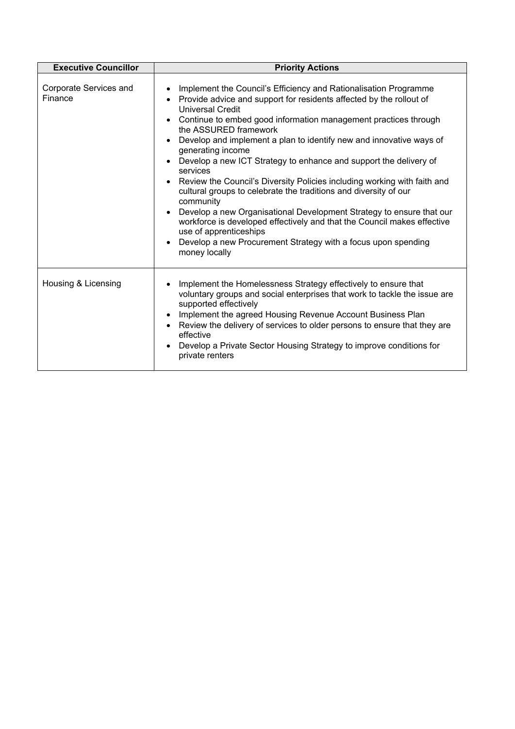| Executive Councillor | Priority Actions |
|---|---|
| Corporate Services and Finance | • Implement the Council's Efficiency and Rationalisation Programme<br>• Provide advice and support for residents affected by the rollout of Universal Credit<br>• Continue to embed good information management practices through the ASSURED framework<br>• Develop and implement a plan to identify new and innovative ways of generating income<br>• Develop a new ICT Strategy to enhance and support the delivery of services<br>• Review the Council's Diversity Policies including working with faith and cultural groups to celebrate the traditions and diversity of our community<br>• Develop a new Organisational Development Strategy to ensure that our workforce is developed effectively and that the Council makes effective use of apprenticeships<br>• Develop a new Procurement Strategy with a focus upon spending money locally |
| Housing & Licensing | • Implement the Homelessness Strategy effectively to ensure that voluntary groups and social enterprises that work to tackle the issue are supported effectively<br>• Implement the agreed Housing Revenue Account Business Plan<br>• Review the delivery of services to older persons to ensure that they are effective<br>• Develop a Private Sector Housing Strategy to improve conditions for private renters |